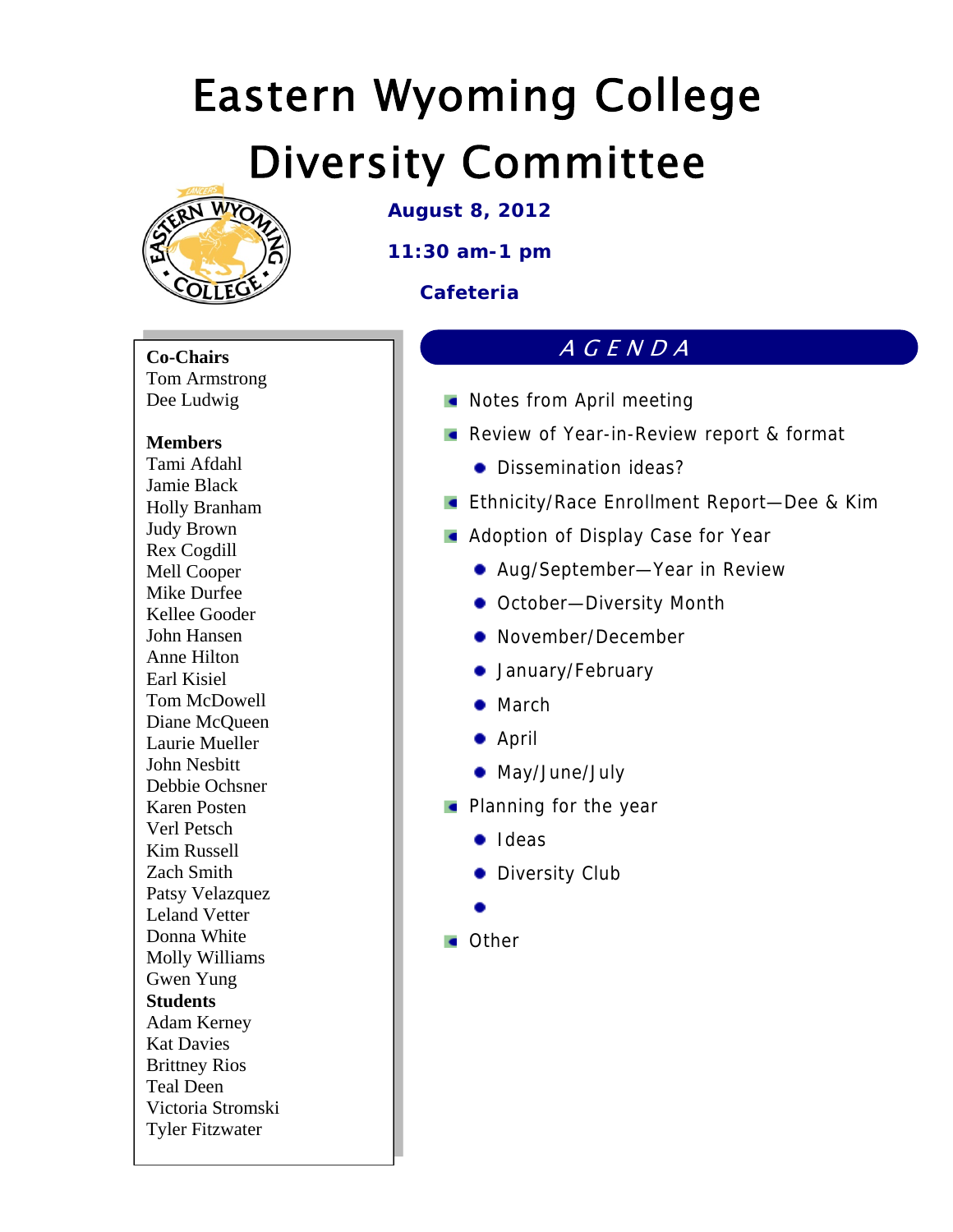# Eastern Wyoming College

# Diversity Committee

**August 8, 2012**

**11:30 am-1 pm**

**Cafeteria**

**Co-Chairs**
Tom Armstrong
Dee Ludwig

**Members**
Tami Afdahl
Jamie Black
Holly Branham
Judy Brown
Rex Cogdill
Mell Cooper
Mike Durfee
Kellee Gooder
John Hansen
Anne Hilton
Earl Kisiel
Tom McDowell
Diane McQueen
Laurie Mueller
John Nesbitt
Debbie Ochsner
Karen Posten
Verl Petsch
Kim Russell
Zach Smith
Patsy Velazquez
Leland Vetter
Donna White
Molly Williams
Gwen Yung

**Students**
Adam Kerney
Kat Davies
Brittney Rios
Teal Deen
Victoria Stromski
Tyler Fitzwater

## *AGENDA*

- Notes from April meeting
- Review of Year-in-Review report & format
  - Dissemination ideas?
- Ethnicity/Race Enrollment Report—Dee & Kim
- Adoption of Display Case for Year
  - Aug/September—Year in Review
  - October—Diversity Month
  - November/December
  - January/February
  - March
  - April
  - May/June/July
- Planning for the year
  - Ideas
  - Diversity Club
  - 
- Other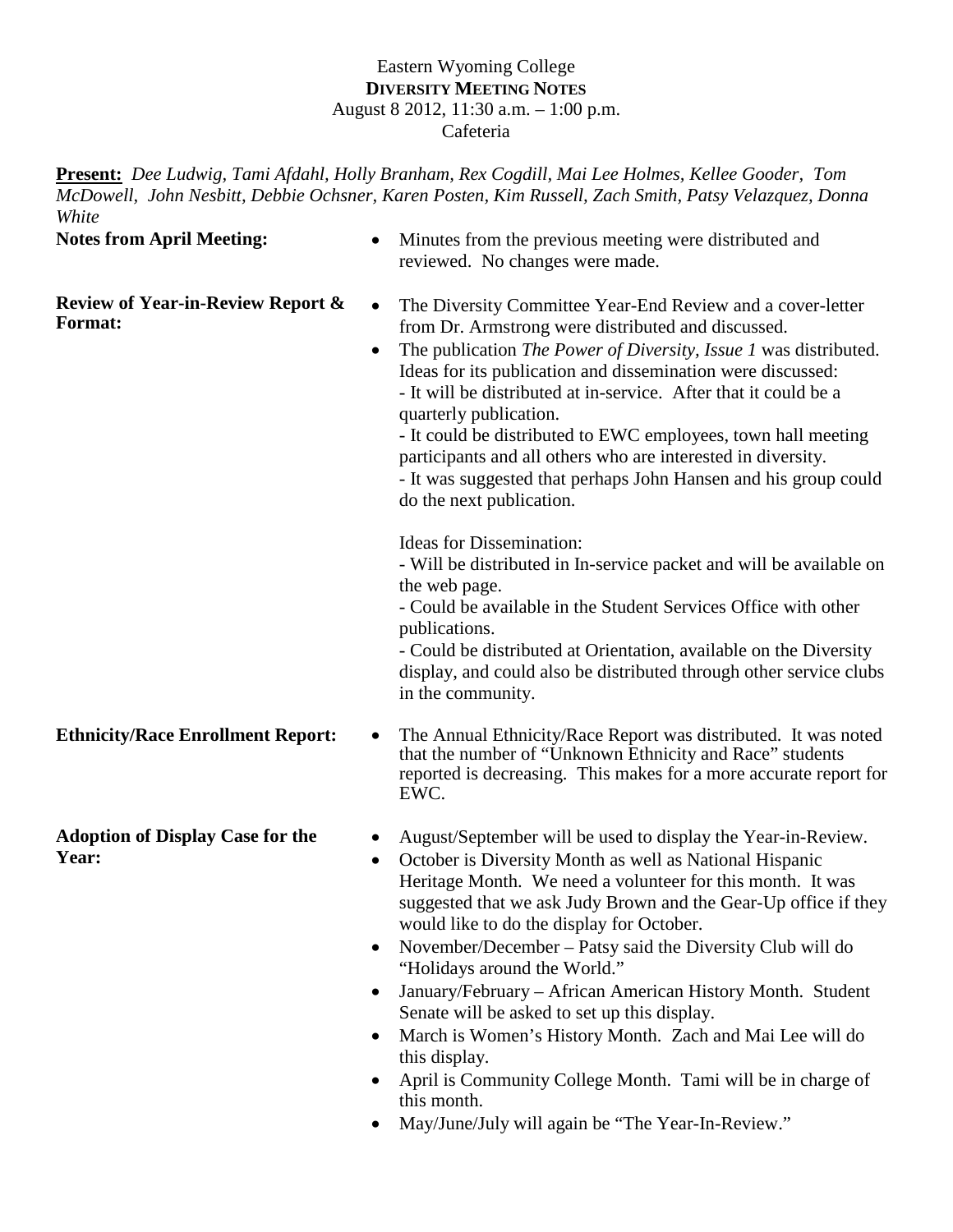Eastern Wyoming College
**DIVERSITY MEETING NOTES**
August 8 2012, 11:30 a.m. – 1:00 p.m.
Cafeteria

**Present:** *Dee Ludwig, Tami Afdahl, Holly Branham, Rex Cogdill, Mai Lee Holmes, Kellee Gooder, Tom McDowell, John Nesbitt, Debbie Ochsner, Karen Posten, Kim Russell, Zach Smith, Patsy Velazquez, Donna White*

**Notes from April Meeting:**

- Minutes from the previous meeting were distributed and reviewed. No changes were made.

**Review of Year-in-Review Report & Format:**

- The Diversity Committee Year-End Review and a cover-letter from Dr. Armstrong were distributed and discussed.
- The publication *The Power of Diversity, Issue 1* was distributed. Ideas for its publication and dissemination were discussed:
  - It will be distributed at in-service. After that it could be a quarterly publication.
  - It could be distributed to EWC employees, town hall meeting participants and all others who are interested in diversity.
  - It was suggested that perhaps John Hansen and his group could do the next publication.

  Ideas for Dissemination:
  - Will be distributed in In-service packet and will be available on the web page.
  - Could be available in the Student Services Office with other publications.
  - Could be distributed at Orientation, available on the Diversity display, and could also be distributed through other service clubs in the community.

**Ethnicity/Race Enrollment Report:**

- The Annual Ethnicity/Race Report was distributed. It was noted that the number of "Unknown Ethnicity and Race" students reported is decreasing. This makes for a more accurate report for EWC.

**Adoption of Display Case for the Year:**

- August/September will be used to display the Year-in-Review.
- October is Diversity Month as well as National Hispanic Heritage Month. We need a volunteer for this month. It was suggested that we ask Judy Brown and the Gear-Up office if they would like to do the display for October.
- November/December – Patsy said the Diversity Club will do "Holidays around the World."
- January/February – African American History Month. Student Senate will be asked to set up this display.
- March is Women's History Month. Zach and Mai Lee will do this display.
- April is Community College Month. Tami will be in charge of this month.
- May/June/July will again be "The Year-In-Review."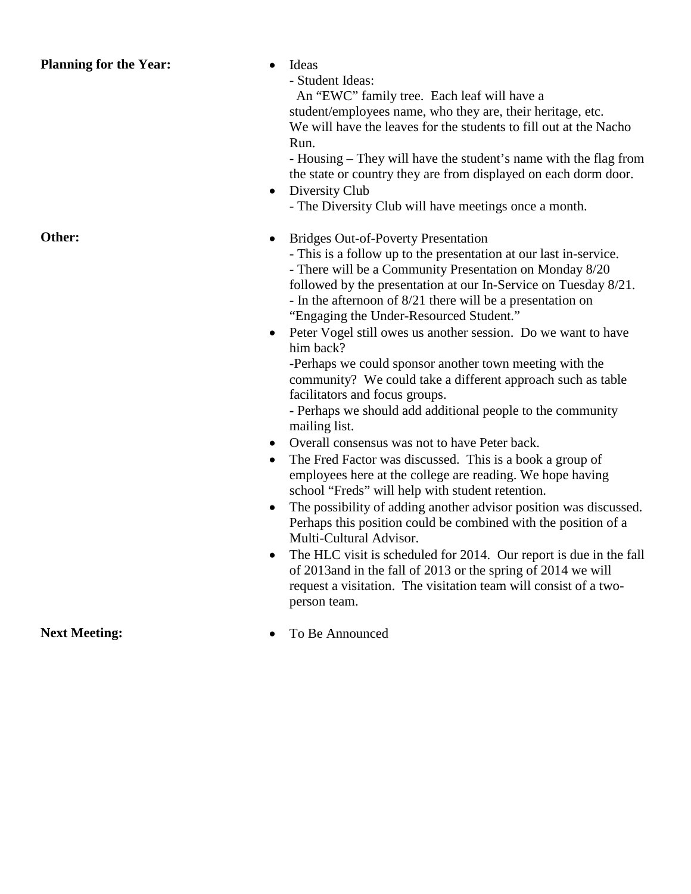**Planning for the Year:**

- Ideas
  - Student Ideas:
    An "EWC" family tree. Each leaf will have a student/employees name, who they are, their heritage, etc. We will have the leaves for the students to fill out at the Nacho Run.
  - Housing – They will have the student's name with the flag from the state or country they are from displayed on each dorm door.
- Diversity Club
  - The Diversity Club will have meetings once a month.

**Other:**

- Bridges Out-of-Poverty Presentation
  - This is a follow up to the presentation at our last in-service.
  - There will be a Community Presentation on Monday 8/20 followed by the presentation at our In-Service on Tuesday 8/21.
  - In the afternoon of 8/21 there will be a presentation on "Engaging the Under-Resourced Student."
- Peter Vogel still owes us another session. Do we want to have him back?
  - Perhaps we could sponsor another town meeting with the community? We could take a different approach such as table facilitators and focus groups.
  - Perhaps we should add additional people to the community mailing list.
- Overall consensus was not to have Peter back.
- The Fred Factor was discussed. This is a book a group of employees here at the college are reading. We hope having school "Freds" will help with student retention.
- The possibility of adding another advisor position was discussed. Perhaps this position could be combined with the position of a Multi-Cultural Advisor.
- The HLC visit is scheduled for 2014. Our report is due in the fall of 2013and in the fall of 2013 or the spring of 2014 we will request a visitation. The visitation team will consist of a two-person team.

**Next Meeting:**

- To Be Announced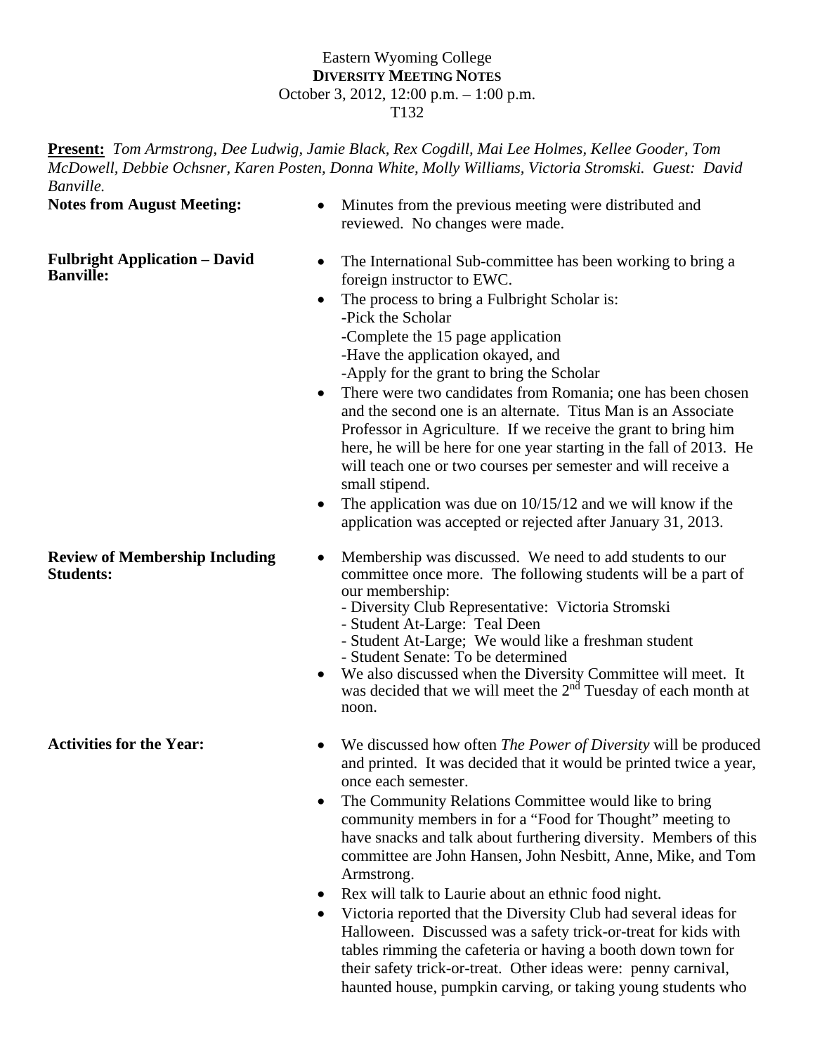Eastern Wyoming College
**DIVERSITY MEETING NOTES**
October 3, 2012, 12:00 p.m. – 1:00 p.m.
T132

**Present:** *Tom Armstrong, Dee Ludwig, Jamie Black, Rex Cogdill, Mai Lee Holmes, Kellee Gooder, Tom McDowell, Debbie Ochsner, Karen Posten, Donna White, Molly Williams, Victoria Stromski. Guest: David Banville.*

**Notes from August Meeting:**

- Minutes from the previous meeting were distributed and reviewed. No changes were made.

**Fulbright Application – David Banville:**

- The International Sub-committee has been working to bring a foreign instructor to EWC.
- The process to bring a Fulbright Scholar is:
  - -Pick the Scholar
  - -Complete the 15 page application
  - -Have the application okayed, and
  - -Apply for the grant to bring the Scholar
- There were two candidates from Romania; one has been chosen and the second one is an alternate. Titus Man is an Associate Professor in Agriculture. If we receive the grant to bring him here, he will be here for one year starting in the fall of 2013. He will teach one or two courses per semester and will receive a small stipend.
- The application was due on 10/15/12 and we will know if the application was accepted or rejected after January 31, 2013.

**Review of Membership Including Students:**

- Membership was discussed. We need to add students to our committee once more. The following students will be a part of our membership:
  - - Diversity Club Representative: Victoria Stromski
  - - Student At-Large: Teal Deen
  - - Student At-Large; We would like a freshman student
  - - Student Senate: To be determined
- We also discussed when the Diversity Committee will meet. It was decided that we will meet the 2nd Tuesday of each month at noon.

**Activities for the Year:**

- We discussed how often *The Power of Diversity* will be produced and printed. It was decided that it would be printed twice a year, once each semester.
- The Community Relations Committee would like to bring community members in for a "Food for Thought" meeting to have snacks and talk about furthering diversity. Members of this committee are John Hansen, John Nesbitt, Anne, Mike, and Tom Armstrong.
- Rex will talk to Laurie about an ethnic food night.
- Victoria reported that the Diversity Club had several ideas for Halloween. Discussed was a safety trick-or-treat for kids with tables rimming the cafeteria or having a booth down town for their safety trick-or-treat. Other ideas were: penny carnival, haunted house, pumpkin carving, or taking young students who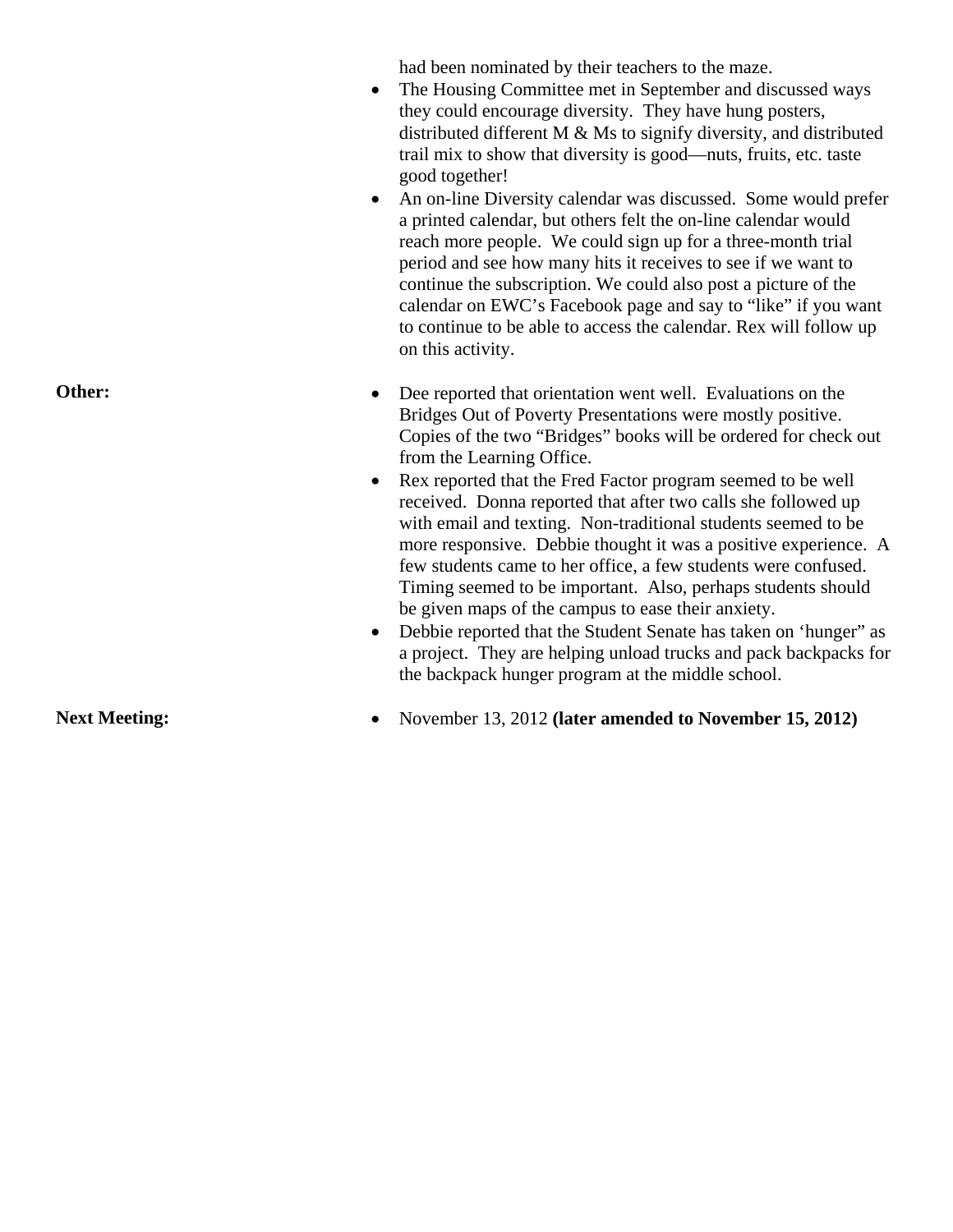had been nominated by their teachers to the maze.

- The Housing Committee met in September and discussed ways they could encourage diversity. They have hung posters, distributed different M & Ms to signify diversity, and distributed trail mix to show that diversity is good—nuts, fruits, etc. taste good together!
- An on-line Diversity calendar was discussed. Some would prefer a printed calendar, but others felt the on-line calendar would reach more people. We could sign up for a three-month trial period and see how many hits it receives to see if we want to continue the subscription. We could also post a picture of the calendar on EWC's Facebook page and say to "like" if you want to continue to be able to access the calendar. Rex will follow up on this activity.

**Other:**

- Dee reported that orientation went well. Evaluations on the Bridges Out of Poverty Presentations were mostly positive. Copies of the two "Bridges" books will be ordered for check out from the Learning Office.
- Rex reported that the Fred Factor program seemed to be well received. Donna reported that after two calls she followed up with email and texting. Non-traditional students seemed to be more responsive. Debbie thought it was a positive experience. A few students came to her office, a few students were confused. Timing seemed to be important. Also, perhaps students should be given maps of the campus to ease their anxiety.
- Debbie reported that the Student Senate has taken on 'hunger" as a project. They are helping unload trucks and pack backpacks for the backpack hunger program at the middle school.

**Next Meeting:**

- November 13, 2012 **(later amended to November 15, 2012)**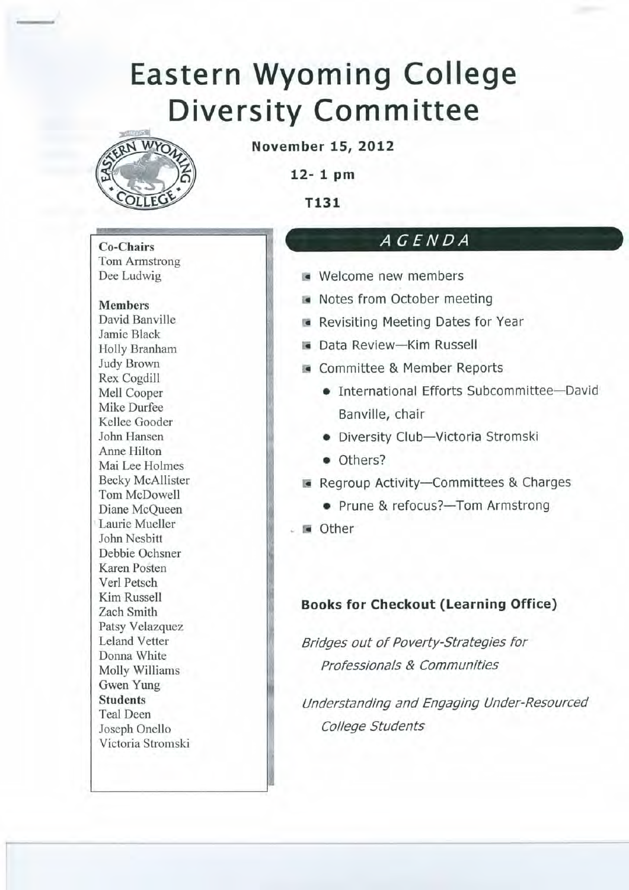# Eastern Wyoming College Diversity Committee

**November 15, 2012**

**12- 1 pm**

**T131**

**Co-Chairs**
Tom Armstrong
Dee Ludwig

**Members**
David Banville
Jamie Black
Holly Branham
Judy Brown
Rex Cogdill
Mell Cooper
Mike Durfee
Kellee Gooder
John Hansen
Anne Hilton
Mai Lee Holmes
Becky McAllister
Tom McDowell
Diane McQueen
Laurie Mueller
John Nesbitt
Debbie Ochsner
Karen Posten
Verl Petsch
Kim Russell
Zach Smith
Patsy Velazquez
Leland Vetter
Donna White
Molly Williams
Gwen Yung

**Students**
Teal Deen
Joseph Onello
Victoria Stromski

## *AGENDA*

- Welcome new members
- Notes from October meeting
- Revisiting Meeting Dates for Year
- Data Review—Kim Russell
- Committee & Member Reports
  - International Efforts Subcommittee—David Banville, chair
  - Diversity Club—Victoria Stromski
  - Others?
- Regroup Activity—Committees & Charges
  - Prune & refocus?—Tom Armstrong
- Other

**Books for Checkout (Learning Office)**

*Bridges out of Poverty-Strategies for Professionals & Communities*

*Understanding and Engaging Under-Resourced College Students*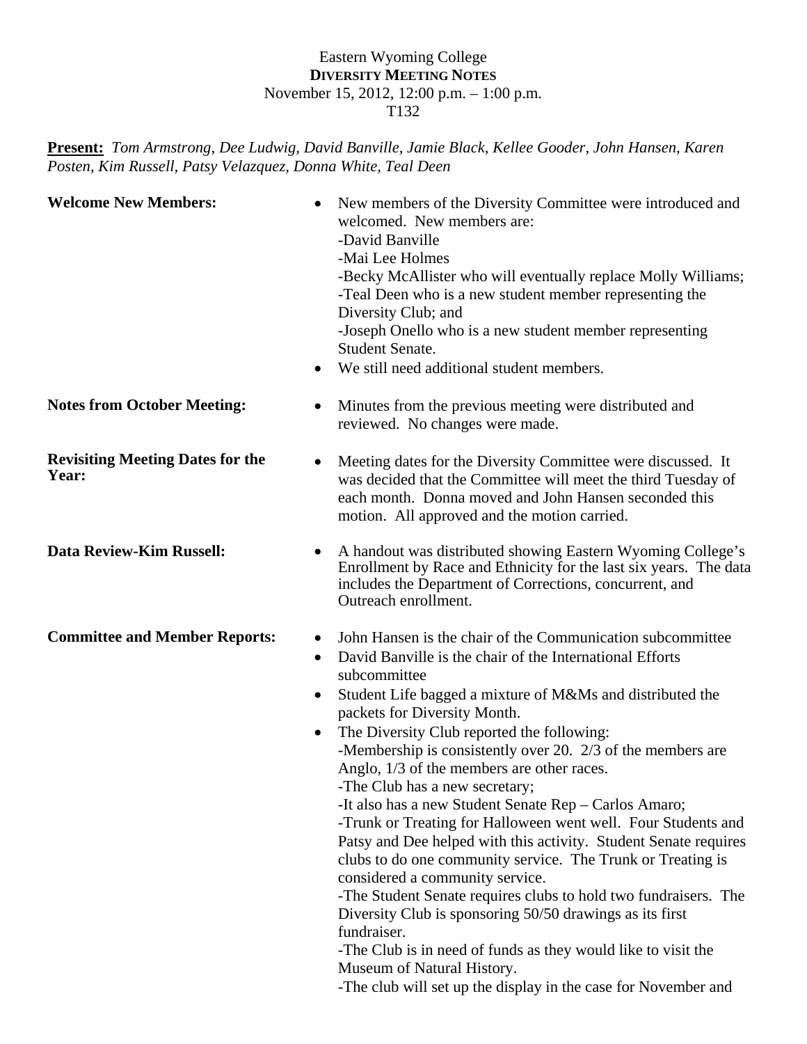Eastern Wyoming College

**DIVERSITY MEETING NOTES**

November 15, 2012, 12:00 p.m. – 1:00 p.m.

T132

**Present:** *Tom Armstrong, Dee Ludwig, David Banville, Jamie Black, Kellee Gooder, John Hansen, Karen Posten, Kim Russell, Patsy Velazquez, Donna White, Teal Deen*

**Welcome New Members:**

- New members of the Diversity Committee were introduced and welcomed. New members are:
  - -David Banville
  - -Mai Lee Holmes
  - -Becky McAllister who will eventually replace Molly Williams;
  - -Teal Deen who is a new student member representing the Diversity Club; and
  - -Joseph Onello who is a new student member representing Student Senate.
- We still need additional student members.

**Notes from October Meeting:**

- Minutes from the previous meeting were distributed and reviewed. No changes were made.

**Revisiting Meeting Dates for the Year:**

- Meeting dates for the Diversity Committee were discussed. It was decided that the Committee will meet the third Tuesday of each month. Donna moved and John Hansen seconded this motion. All approved and the motion carried.

**Data Review-Kim Russell:**

- A handout was distributed showing Eastern Wyoming College's Enrollment by Race and Ethnicity for the last six years. The data includes the Department of Corrections, concurrent, and Outreach enrollment.

**Committee and Member Reports:**

- John Hansen is the chair of the Communication subcommittee
- David Banville is the chair of the International Efforts subcommittee
- Student Life bagged a mixture of M&Ms and distributed the packets for Diversity Month.
- The Diversity Club reported the following:
  - -Membership is consistently over 20. 2/3 of the members are Anglo, 1/3 of the members are other races.
  - -The Club has a new secretary;
  - -It also has a new Student Senate Rep – Carlos Amaro;
  - -Trunk or Treating for Halloween went well. Four Students and Patsy and Dee helped with this activity. Student Senate requires clubs to do one community service. The Trunk or Treating is considered a community service.
  - -The Student Senate requires clubs to hold two fundraisers. The Diversity Club is sponsoring 50/50 drawings as its first fundraiser.
  - -The Club is in need of funds as they would like to visit the Museum of Natural History.
  - -The club will set up the display in the case for November and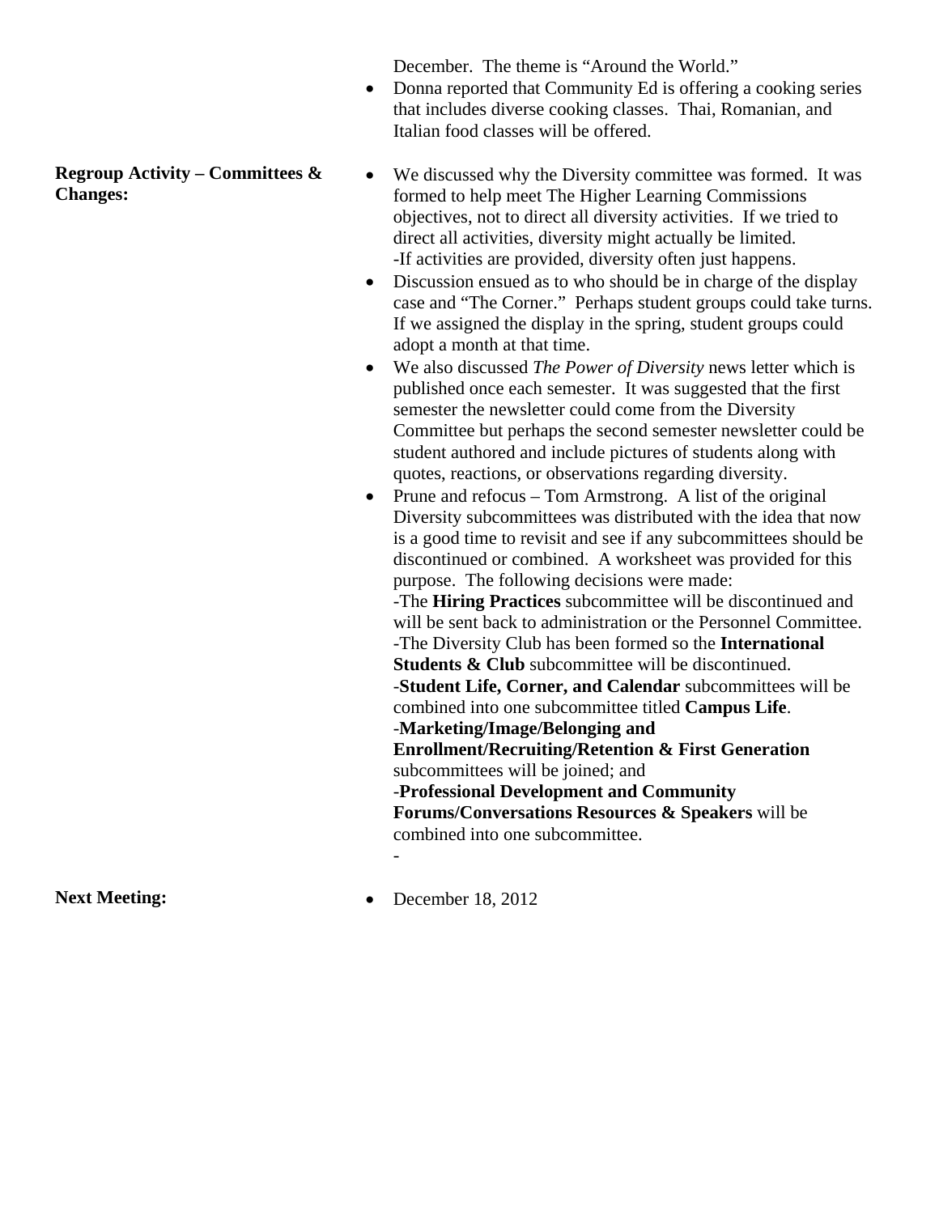December. The theme is “Around the World.”

- Donna reported that Community Ed is offering a cooking series that includes diverse cooking classes. Thai, Romanian, and Italian food classes will be offered.

**Regroup Activity – Committees & Changes:**

- We discussed why the Diversity committee was formed. It was formed to help meet The Higher Learning Commissions objectives, not to direct all diversity activities. If we tried to direct all activities, diversity might actually be limited.
  -If activities are provided, diversity often just happens.
- Discussion ensued as to who should be in charge of the display case and “The Corner.” Perhaps student groups could take turns. If we assigned the display in the spring, student groups could adopt a month at that time.
- We also discussed *The Power of Diversity* news letter which is published once each semester. It was suggested that the first semester the newsletter could come from the Diversity Committee but perhaps the second semester newsletter could be student authored and include pictures of students along with quotes, reactions, or observations regarding diversity.
- Prune and refocus – Tom Armstrong. A list of the original Diversity subcommittees was distributed with the idea that now is a good time to revisit and see if any subcommittees should be discontinued or combined. A worksheet was provided for this purpose. The following decisions were made:
  -The **Hiring Practices** subcommittee will be discontinued and will be sent back to administration or the Personnel Committee.
  -The Diversity Club has been formed so the **International Students & Club** subcommittee will be discontinued.
  -**Student Life, Corner, and Calendar** subcommittees will be combined into one subcommittee titled **Campus Life**.
  -**Marketing/Image/Belonging and Enrollment/Recruiting/Retention & First Generation** subcommittees will be joined; and
  -**Professional Development and Community Forums/Conversations Resources & Speakers** will be combined into one subcommittee.
  -

**Next Meeting:**

- December 18, 2012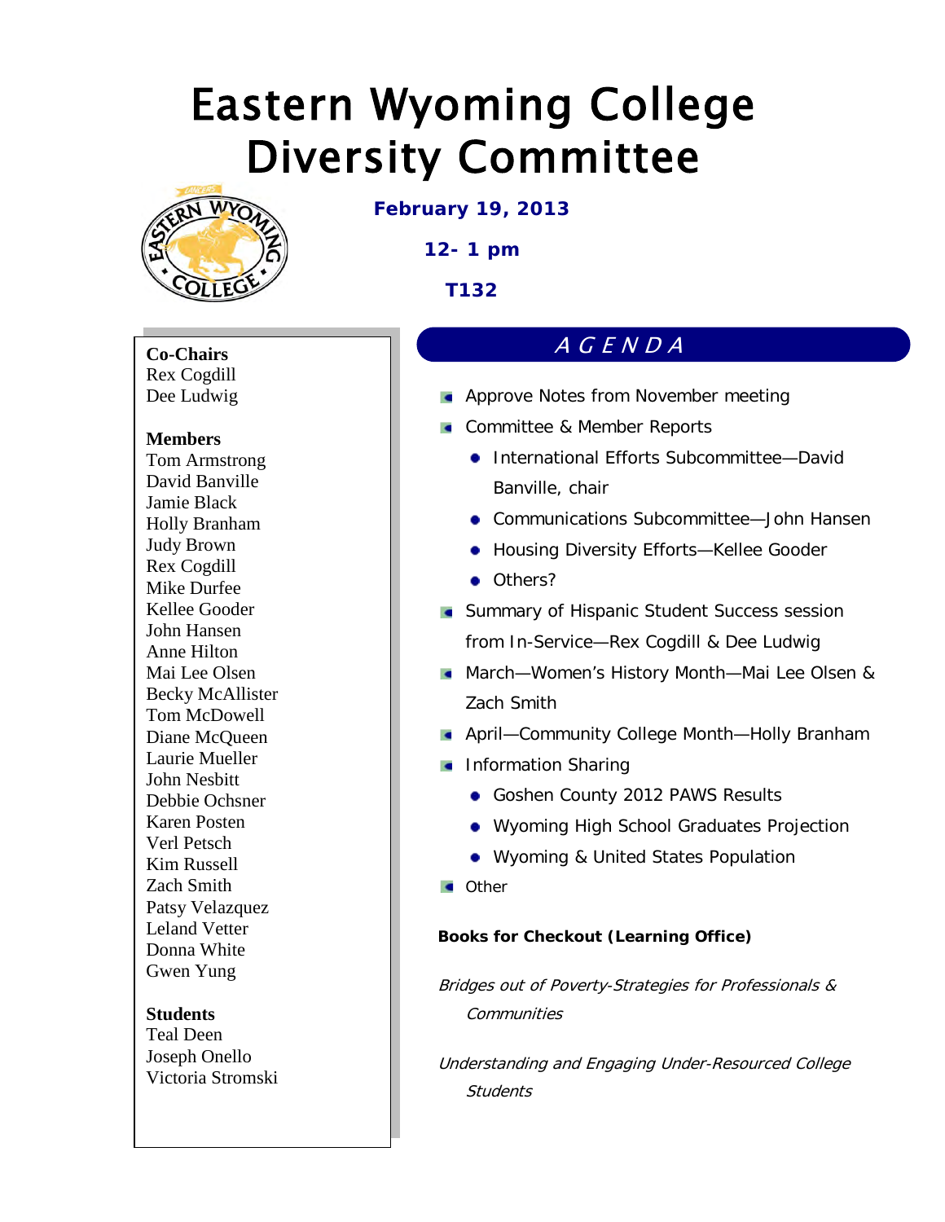# Eastern Wyoming College Diversity Committee

**February 19, 2013**

**12- 1 pm**

**T132**

**Co-Chairs**
Rex Cogdill
Dee Ludwig

**Members**
Tom Armstrong
David Banville
Jamie Black
Holly Branham
Judy Brown
Rex Cogdill
Mike Durfee
Kellee Gooder
John Hansen
Anne Hilton
Mai Lee Olsen
Becky McAllister
Tom McDowell
Diane McQueen
Laurie Mueller
John Nesbitt
Debbie Ochsner
Karen Posten
Verl Petsch
Kim Russell
Zach Smith
Patsy Velazquez
Leland Vetter
Donna White
Gwen Yung

**Students**
Teal Deen
Joseph Onello
Victoria Stromski

## AGENDA

- Approve Notes from November meeting
- Committee & Member Reports
  - International Efforts Subcommittee—David Banville, chair
  - Communications Subcommittee—John Hansen
  - Housing Diversity Efforts—Kellee Gooder
  - Others?
- Summary of Hispanic Student Success session from In-Service—Rex Cogdill & Dee Ludwig
- March—Women's History Month—Mai Lee Olsen & Zach Smith
- April—Community College Month—Holly Branham
- Information Sharing
  - Goshen County 2012 PAWS Results
  - Wyoming High School Graduates Projection
  - Wyoming & United States Population
- Other

**Books for Checkout (Learning Office)**

*Bridges out of Poverty-Strategies for Professionals & Communities*

*Understanding and Engaging Under-Resourced College Students*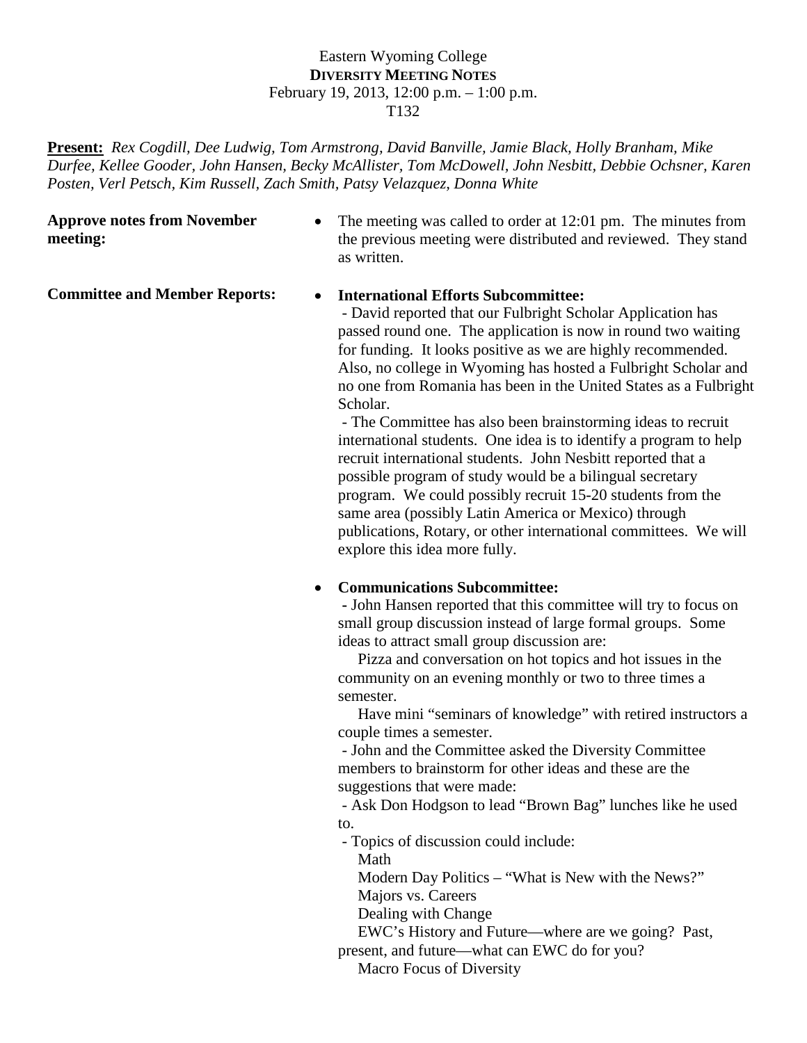Eastern Wyoming College

**DIVERSITY MEETING NOTES**

February 19, 2013, 12:00 p.m. – 1:00 p.m.

T132

**Present:** *Rex Cogdill, Dee Ludwig, Tom Armstrong, David Banville, Jamie Black, Holly Branham, Mike Durfee, Kellee Gooder, John Hansen, Becky McAllister, Tom McDowell, John Nesbitt, Debbie Ochsner, Karen Posten, Verl Petsch, Kim Russell, Zach Smith, Patsy Velazquez, Donna White*

**Approve notes from November meeting:**

- The meeting was called to order at 12:01 pm. The minutes from the previous meeting were distributed and reviewed. They stand as written.

**Committee and Member Reports:**

- **International Efforts Subcommittee:**
  - David reported that our Fulbright Scholar Application has passed round one. The application is now in round two waiting for funding. It looks positive as we are highly recommended. Also, no college in Wyoming has hosted a Fulbright Scholar and no one from Romania has been in the United States as a Fulbright Scholar.
  - The Committee has also been brainstorming ideas to recruit international students. One idea is to identify a program to help recruit international students. John Nesbitt reported that a possible program of study would be a bilingual secretary program. We could possibly recruit 15-20 students from the same area (possibly Latin America or Mexico) through publications, Rotary, or other international committees. We will explore this idea more fully.

- **Communications Subcommittee:**
  - John Hansen reported that this committee will try to focus on small group discussion instead of large formal groups. Some ideas to attract small group discussion are:

    Pizza and conversation on hot topics and hot issues in the community on an evening monthly or two to three times a semester.

    Have mini "seminars of knowledge" with retired instructors a couple times a semester.
  - John and the Committee asked the Diversity Committee members to brainstorm for other ideas and these are the suggestions that were made:
  - Ask Don Hodgson to lead "Brown Bag" lunches like he used to.
  - Topics of discussion could include:

    Math

    Modern Day Politics – "What is New with the News?"

    Majors vs. Careers

    Dealing with Change

    EWC's History and Future—where are we going? Past, present, and future—what can EWC do for you?

    Macro Focus of Diversity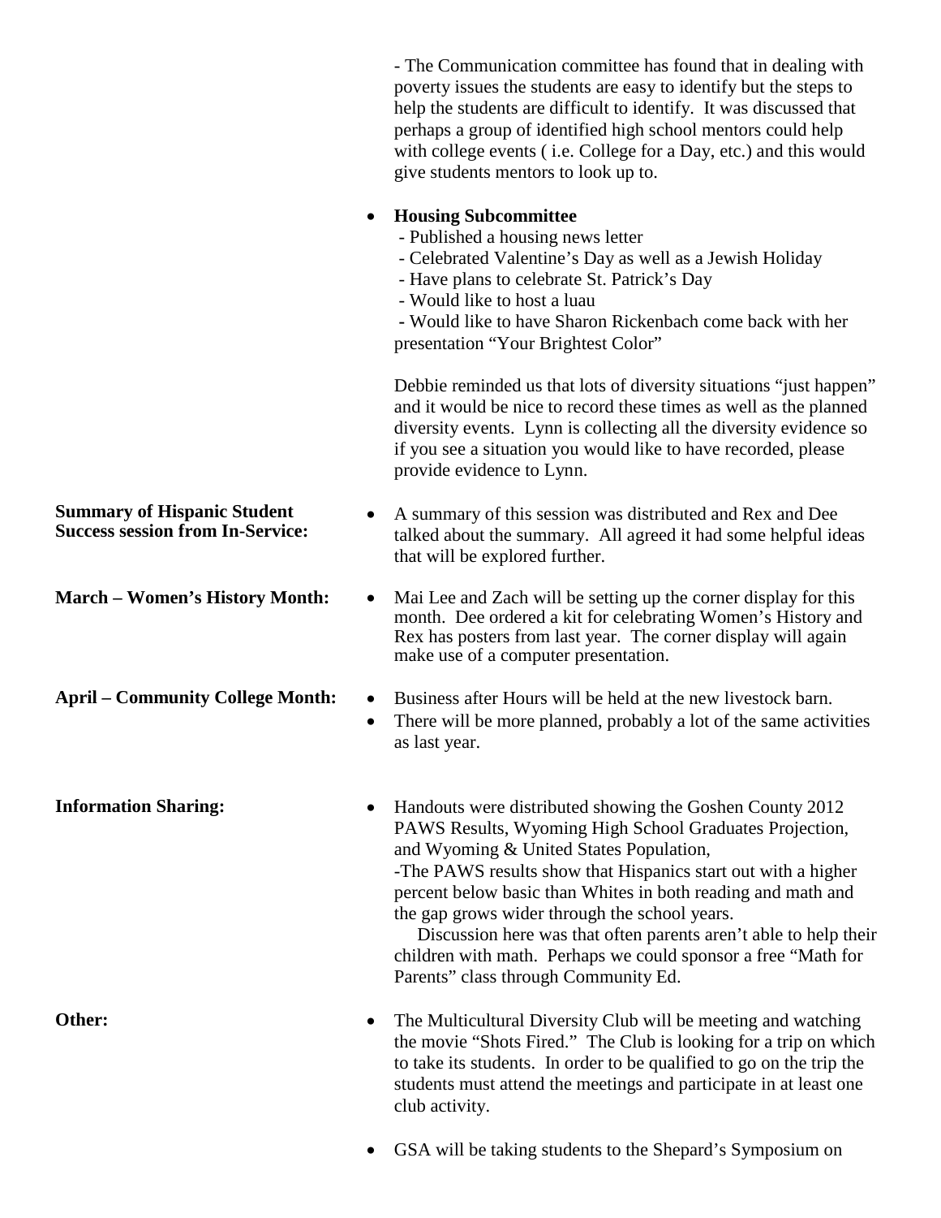- The Communication committee has found that in dealing with poverty issues the students are easy to identify but the steps to help the students are difficult to identify. It was discussed that perhaps a group of identified high school mentors could help with college events ( i.e. College for a Day, etc.) and this would give students mentors to look up to.

- **Housing Subcommittee**
  - Published a housing news letter
  - Celebrated Valentine's Day as well as a Jewish Holiday
  - Have plans to celebrate St. Patrick's Day
  - Would like to host a luau
  - Would like to have Sharon Rickenbach come back with her presentation "Your Brightest Color"

  Debbie reminded us that lots of diversity situations "just happen" and it would be nice to record these times as well as the planned diversity events. Lynn is collecting all the diversity evidence so if you see a situation you would like to have recorded, please provide evidence to Lynn.

**Summary of Hispanic Student Success session from In-Service:**

- A summary of this session was distributed and Rex and Dee talked about the summary. All agreed it had some helpful ideas that will be explored further.

**March – Women's History Month:**

- Mai Lee and Zach will be setting up the corner display for this month. Dee ordered a kit for celebrating Women's History and Rex has posters from last year. The corner display will again make use of a computer presentation.

**April – Community College Month:**

- Business after Hours will be held at the new livestock barn.
- There will be more planned, probably a lot of the same activities as last year.

**Information Sharing:**

- Handouts were distributed showing the Goshen County 2012 PAWS Results, Wyoming High School Graduates Projection, and Wyoming & United States Population,
  -The PAWS results show that Hispanics start out with a higher percent below basic than Whites in both reading and math and the gap grows wider through the school years.
  Discussion here was that often parents aren't able to help their children with math. Perhaps we could sponsor a free "Math for Parents" class through Community Ed.

**Other:**

- The Multicultural Diversity Club will be meeting and watching the movie "Shots Fired." The Club is looking for a trip on which to take its students. In order to be qualified to go on the trip the students must attend the meetings and participate in at least one club activity.

- GSA will be taking students to the Shepard's Symposium on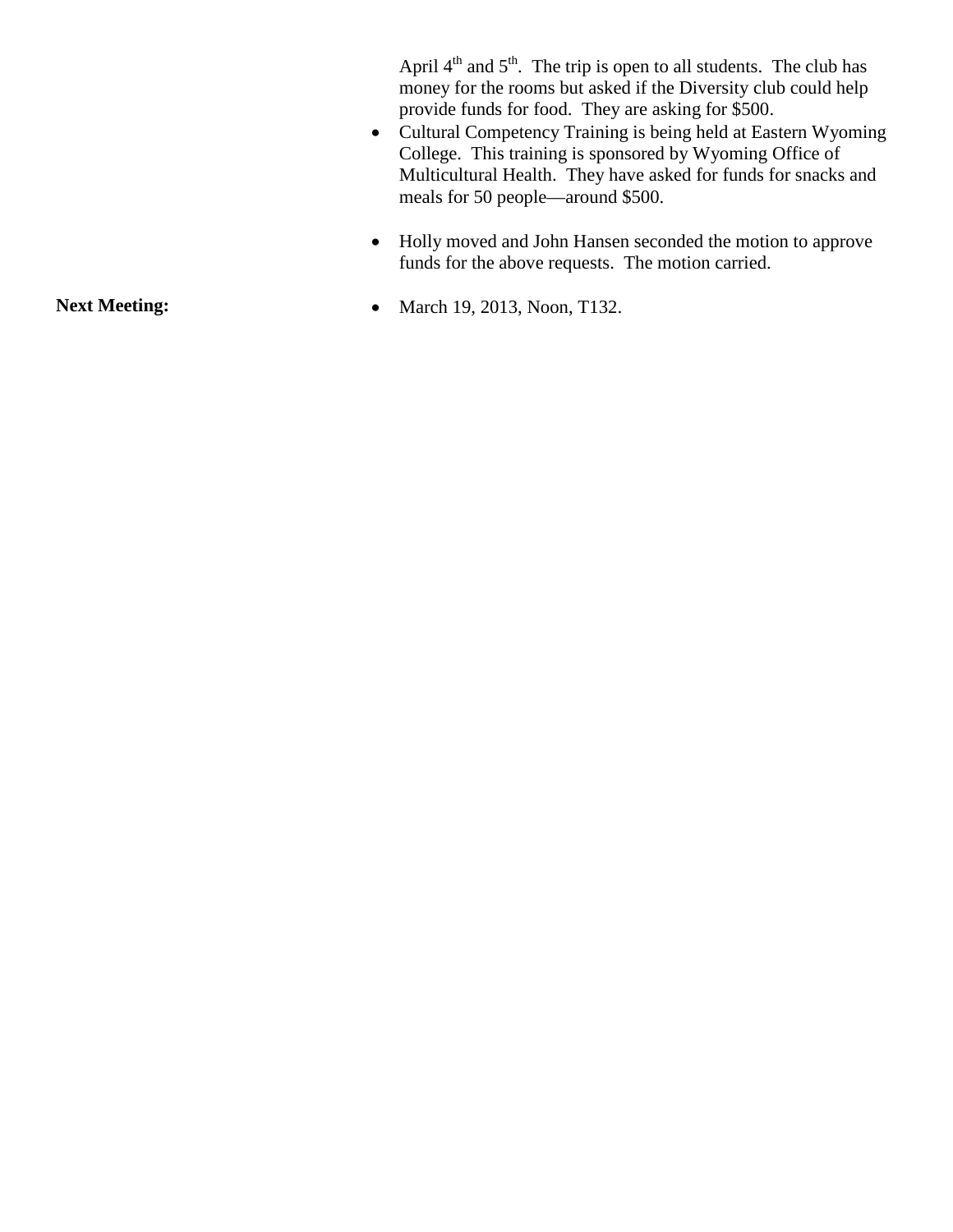April 4th and 5th. The trip is open to all students. The club has money for the rooms but asked if the Diversity club could help provide funds for food. They are asking for $500.

- Cultural Competency Training is being held at Eastern Wyoming College. This training is sponsored by Wyoming Office of Multicultural Health. They have asked for funds for snacks and meals for 50 people—around $500.

- Holly moved and John Hansen seconded the motion to approve funds for the above requests. The motion carried.

**Next Meeting:**

- March 19, 2013, Noon, T132.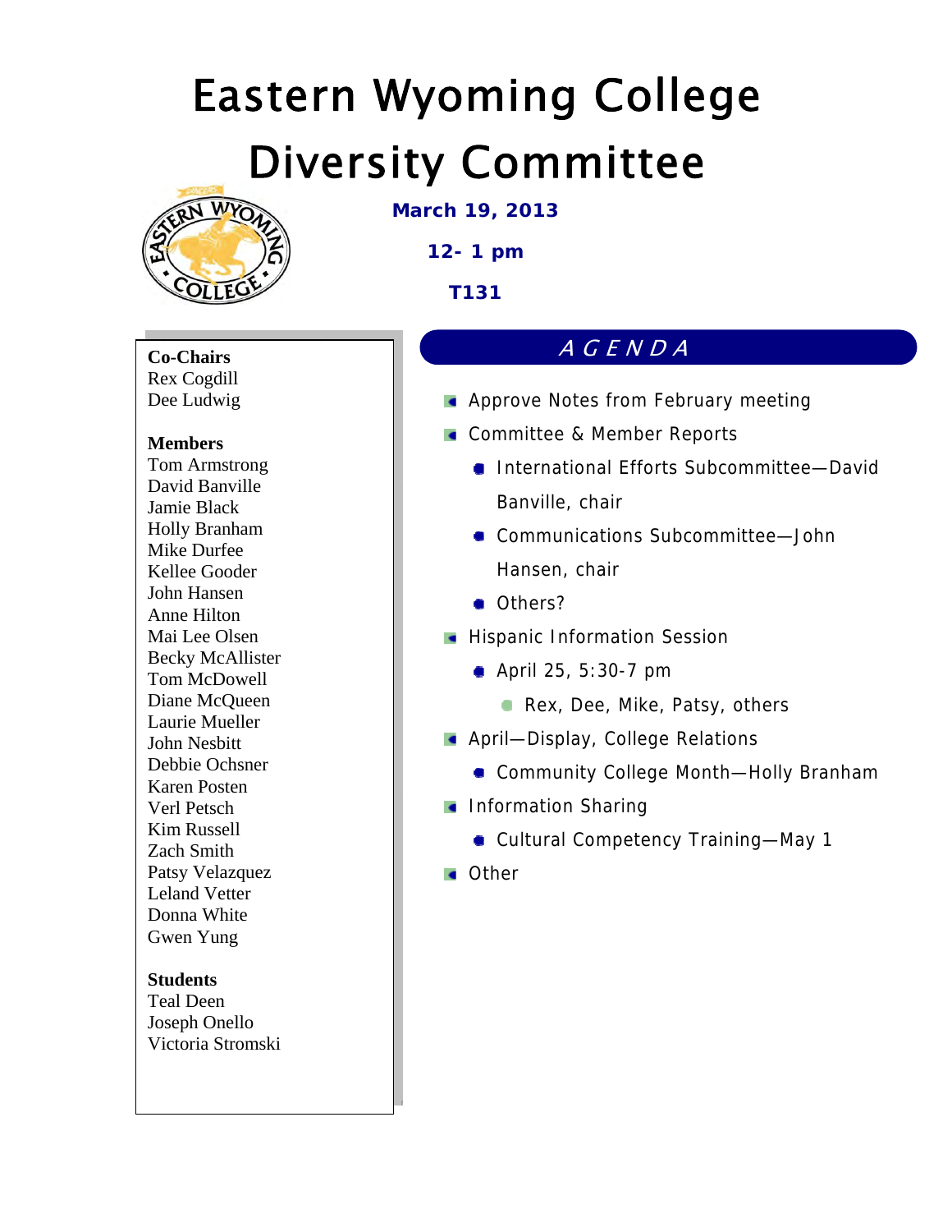# Eastern Wyoming College

# Diversity Committee

**March 19, 2013**

**12- 1 pm**

**T131**

**Co-Chairs**
Rex Cogdill
Dee Ludwig

**Members**
Tom Armstrong
David Banville
Jamie Black
Holly Branham
Mike Durfee
Kellee Gooder
John Hansen
Anne Hilton
Mai Lee Olsen
Becky McAllister
Tom McDowell
Diane McQueen
Laurie Mueller
John Nesbitt
Debbie Ochsner
Karen Posten
Verl Petsch
Kim Russell
Zach Smith
Patsy Velazquez
Leland Vetter
Donna White
Gwen Yung

**Students**
Teal Deen
Joseph Onello
Victoria Stromski

## AGENDA

- Approve Notes from February meeting
- Committee & Member Reports
  - International Efforts Subcommittee—David Banville, chair
  - Communications Subcommittee—John Hansen, chair
  - Others?
- Hispanic Information Session
  - April 25, 5:30-7 pm
    - Rex, Dee, Mike, Patsy, others
- April—Display, College Relations
  - Community College Month—Holly Branham
- Information Sharing
  - Cultural Competency Training—May 1
- Other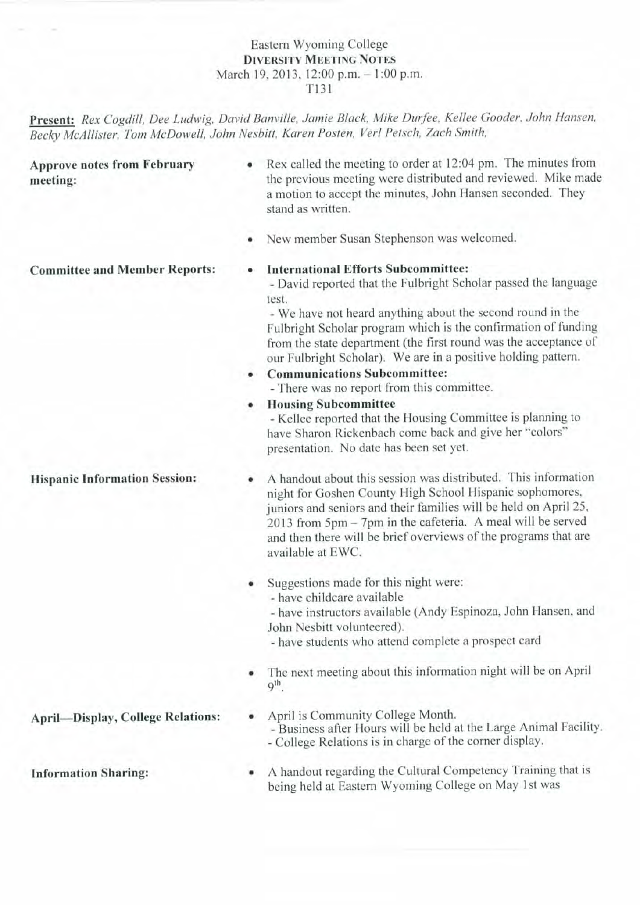Eastern Wyoming College
**DIVERSITY MEETING NOTES**
March 19, 2013, 12:00 p.m. – 1:00 p.m.
T131

**Present:** *Rex Cogdill, Dee Ludwig, David Banville, Jamie Black, Mike Durfee, Kellee Gooder, John Hansen, Becky McAllister, Tom McDowell, John Nesbitt, Karen Posten, Verl Petsch, Zach Smith,*

**Approve notes from February meeting:**

- Rex called the meeting to order at 12:04 pm. The minutes from the previous meeting were distributed and reviewed. Mike made a motion to accept the minutes, John Hansen seconded. They stand as written.
- New member Susan Stephenson was welcomed.

**Committee and Member Reports:**

- **International Efforts Subcommittee:**
  - David reported that the Fulbright Scholar passed the language test.
  - We have not heard anything about the second round in the Fulbright Scholar program which is the confirmation of funding from the state department (the first round was the acceptance of our Fulbright Scholar). We are in a positive holding pattern.
- **Communications Subcommittee:**
  - There was no report from this committee.
- **Housing Subcommittee**
  - Kellee reported that the Housing Committee is planning to have Sharon Rickenbach come back and give her "colors" presentation. No date has been set yet.

**Hispanic Information Session:**

- A handout about this session was distributed. This information night for Goshen County High School Hispanic sophomores, juniors and seniors and their families will be held on April 25, 2013 from 5pm – 7pm in the cafeteria. A meal will be served and then there will be brief overviews of the programs that are available at EWC.
- Suggestions made for this night were:
  - have childcare available
  - have instructors available (Andy Espinoza, John Hansen, and John Nesbitt volunteered).
  - have students who attend complete a prospect card
- The next meeting about this information night will be on April 9th.

**April—Display, College Relations:**

- April is Community College Month.
  - Business after Hours will be held at the Large Animal Facility.
  - College Relations is in charge of the corner display.

**Information Sharing:**

- A handout regarding the Cultural Competency Training that is being held at Eastern Wyoming College on May 1st was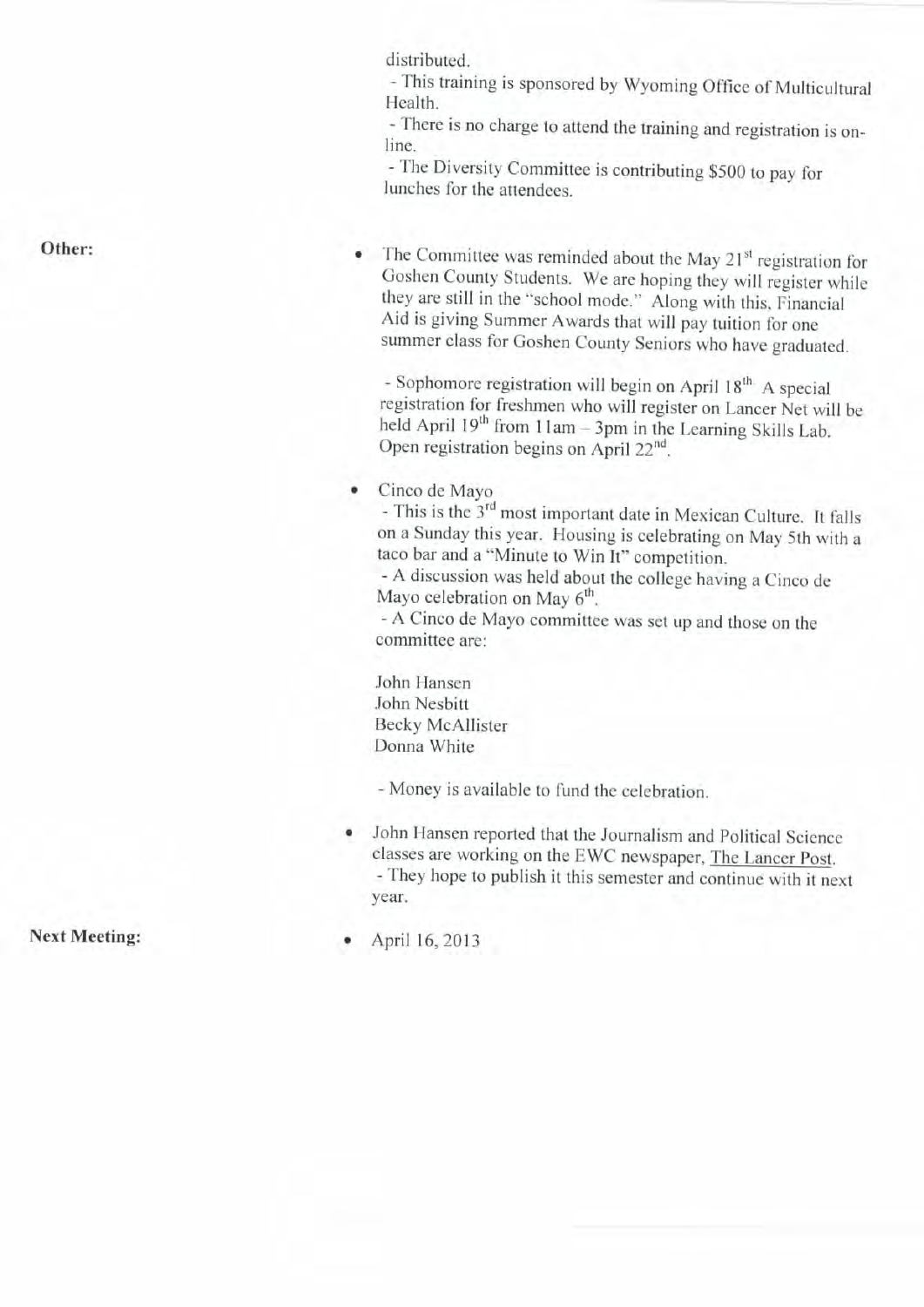distributed.

- This training is sponsored by Wyoming Office of Multicultural Health.
- There is no charge to attend the training and registration is on-line.
- The Diversity Committee is contributing $500 to pay for lunches for the attendees.

**Other:**

- The Committee was reminded about the May 21st registration for Goshen County Students. We are hoping they will register while they are still in the "school mode." Along with this, Financial Aid is giving Summer Awards that will pay tuition for one summer class for Goshen County Seniors who have graduated.

  - Sophomore registration will begin on April 18th. A special registration for freshmen who will register on Lancer Net will be held April 19th from 11am – 3pm in the Learning Skills Lab. Open registration begins on April 22nd.

- Cinco de Mayo
  - This is the 3rd most important date in Mexican Culture. It falls on a Sunday this year. Housing is celebrating on May 5th with a taco bar and a "Minute to Win It" competition.
  - A discussion was held about the college having a Cinco de Mayo celebration on May 6th.
  - A Cinco de Mayo committee was set up and those on the committee are:

  John Hansen
  John Nesbitt
  Becky McAllister
  Donna White

  - Money is available to fund the celebration.

- John Hansen reported that the Journalism and Political Science classes are working on the EWC newspaper, The Lancer Post.
  - They hope to publish it this semester and continue with it next year.

**Next Meeting:**

- April 16, 2013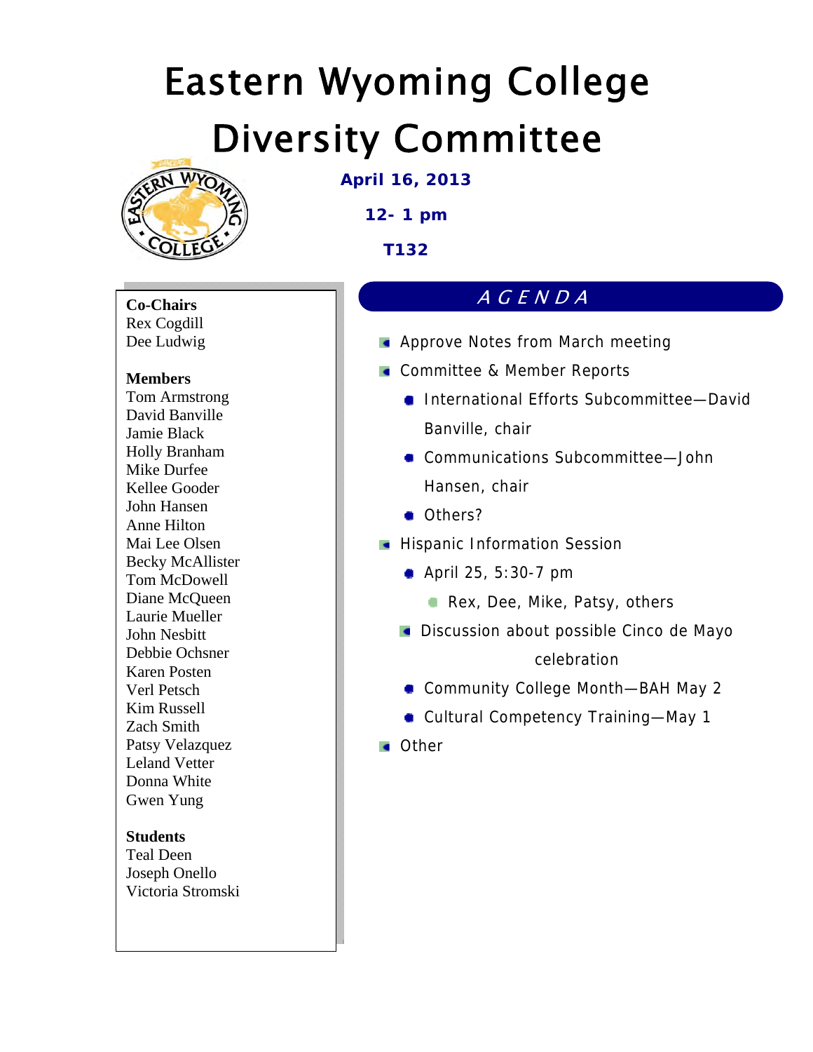# Eastern Wyoming College
# Diversity Committee

**April 16, 2013**

**12- 1 pm**

**T132**

**Co-Chairs**
Rex Cogdill
Dee Ludwig

**Members**
Tom Armstrong
David Banville
Jamie Black
Holly Branham
Mike Durfee
Kellee Gooder
John Hansen
Anne Hilton
Mai Lee Olsen
Becky McAllister
Tom McDowell
Diane McQueen
Laurie Mueller
John Nesbitt
Debbie Ochsner
Karen Posten
Verl Petsch
Kim Russell
Zach Smith
Patsy Velazquez
Leland Vetter
Donna White
Gwen Yung

**Students**
Teal Deen
Joseph Onello
Victoria Stromski

## *AGENDA*

- Approve Notes from March meeting
- Committee & Member Reports
  - International Efforts Subcommittee—David Banville, chair
  - Communications Subcommittee—John Hansen, chair
  - Others?
- Hispanic Information Session
  - April 25, 5:30-7 pm
    - Rex, Dee, Mike, Patsy, others
  - Discussion about possible Cinco de Mayo celebration
  - Community College Month—BAH May 2
  - Cultural Competency Training—May 1
- Other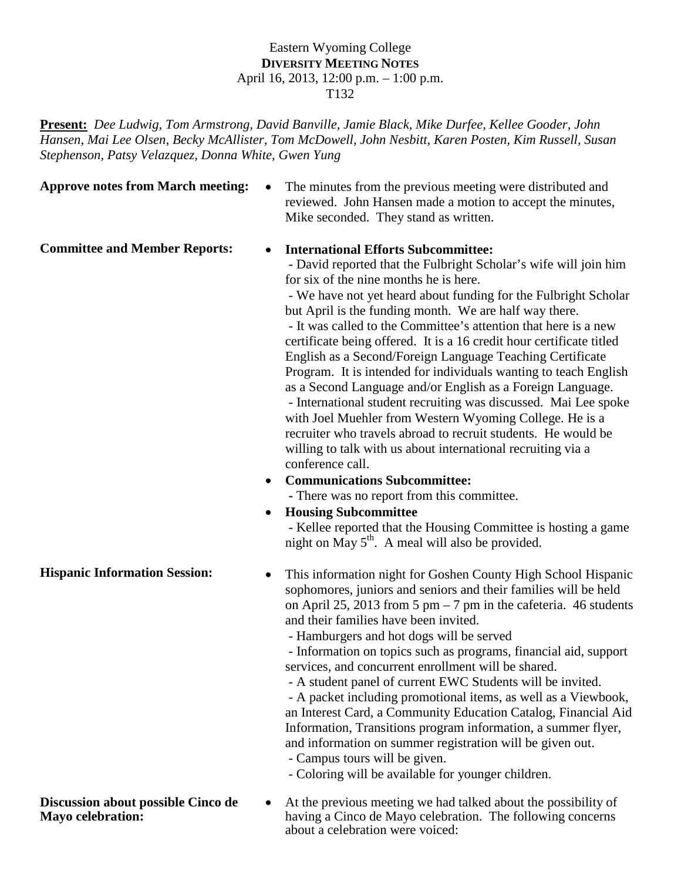Eastern Wyoming College
**DIVERSITY MEETING NOTES**
April 16, 2013, 12:00 p.m. – 1:00 p.m.
T132

**Present:** *Dee Ludwig, Tom Armstrong, David Banville, Jamie Black, Mike Durfee, Kellee Gooder, John Hansen, Mai Lee Olsen, Becky McAllister, Tom McDowell, John Nesbitt, Karen Posten, Kim Russell, Susan Stephenson, Patsy Velazquez, Donna White, Gwen Yung*

**Approve notes from March meeting:**

- The minutes from the previous meeting were distributed and reviewed. John Hansen made a motion to accept the minutes, Mike seconded. They stand as written.

**Committee and Member Reports:**

- **International Efforts Subcommittee:**
  - David reported that the Fulbright Scholar's wife will join him for six of the nine months he is here.
  - We have not yet heard about funding for the Fulbright Scholar but April is the funding month. We are half way there.
  - It was called to the Committee's attention that here is a new certificate being offered. It is a 16 credit hour certificate titled English as a Second/Foreign Language Teaching Certificate Program. It is intended for individuals wanting to teach English as a Second Language and/or English as a Foreign Language.
  - International student recruiting was discussed. Mai Lee spoke with Joel Muehler from Western Wyoming College. He is a recruiter who travels abroad to recruit students. He would be willing to talk with us about international recruiting via a conference call.
- **Communications Subcommittee:**
  - There was no report from this committee.
- **Housing Subcommittee**
  - Kellee reported that the Housing Committee is hosting a game night on May 5th. A meal will also be provided.

**Hispanic Information Session:**

- This information night for Goshen County High School Hispanic sophomores, juniors and seniors and their families will be held on April 25, 2013 from 5 pm – 7 pm in the cafeteria. 46 students and their families have been invited.
  - Hamburgers and hot dogs will be served
  - Information on topics such as programs, financial aid, support services, and concurrent enrollment will be shared.
  - A student panel of current EWC Students will be invited.
  - A packet including promotional items, as well as a Viewbook, an Interest Card, a Community Education Catalog, Financial Aid Information, Transitions program information, a summer flyer, and information on summer registration will be given out.
  - Campus tours will be given.
  - Coloring will be available for younger children.

**Discussion about possible Cinco de Mayo celebration:**

- At the previous meeting we had talked about the possibility of having a Cinco de Mayo celebration. The following concerns about a celebration were voiced: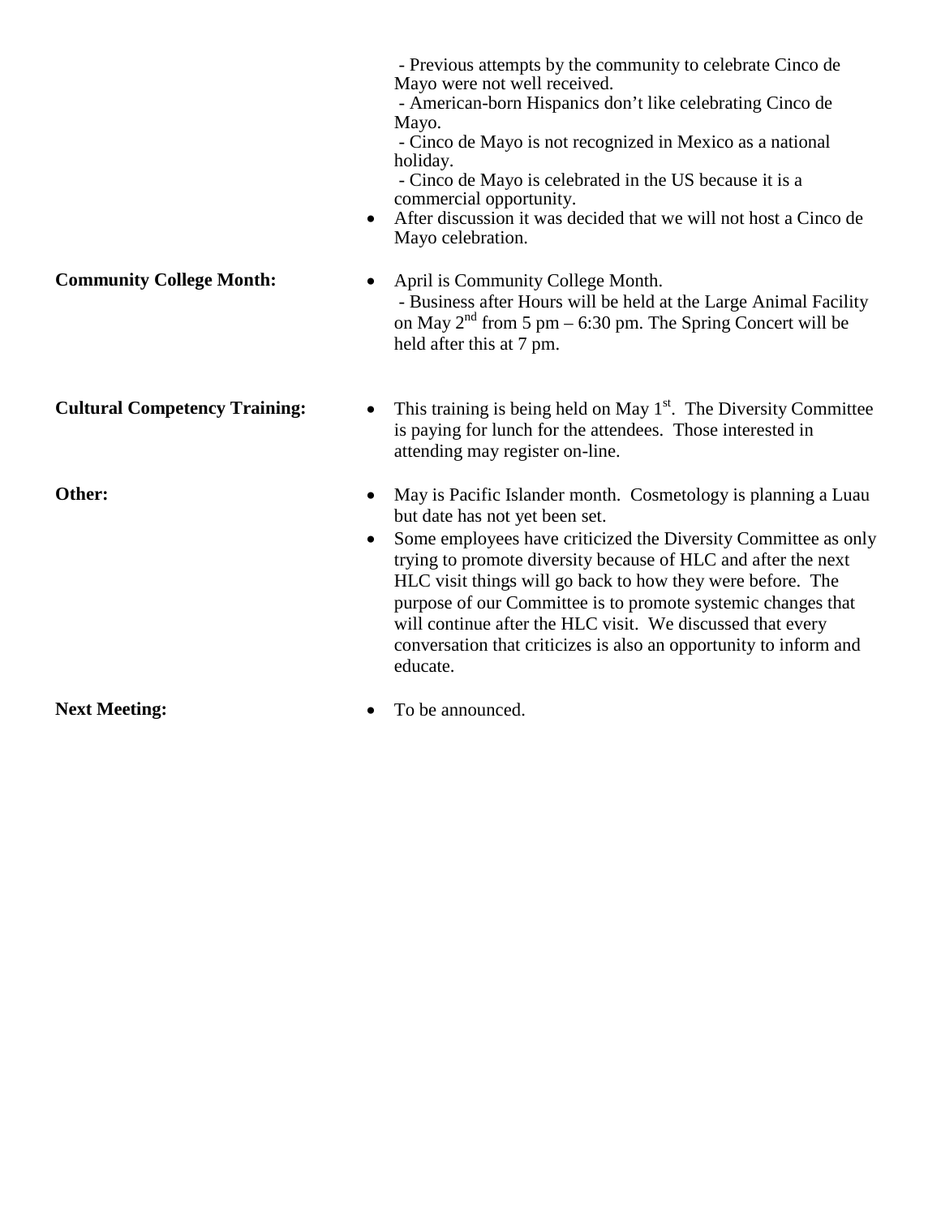- Previous attempts by the community to celebrate Cinco de Mayo were not well received.
- American-born Hispanics don't like celebrating Cinco de Mayo.
- Cinco de Mayo is not recognized in Mexico as a national holiday.
- Cinco de Mayo is celebrated in the US because it is a commercial opportunity.

- After discussion it was decided that we will not host a Cinco de Mayo celebration.

**Community College Month:**

- April is Community College Month.
  - Business after Hours will be held at the Large Animal Facility on May 2nd from 5 pm – 6:30 pm. The Spring Concert will be held after this at 7 pm.

**Cultural Competency Training:**

- This training is being held on May 1st. The Diversity Committee is paying for lunch for the attendees. Those interested in attending may register on-line.

**Other:**

- May is Pacific Islander month. Cosmetology is planning a Luau but date has not yet been set.
- Some employees have criticized the Diversity Committee as only trying to promote diversity because of HLC and after the next HLC visit things will go back to how they were before. The purpose of our Committee is to promote systemic changes that will continue after the HLC visit. We discussed that every conversation that criticizes is also an opportunity to inform and educate.

**Next Meeting:**

- To be announced.